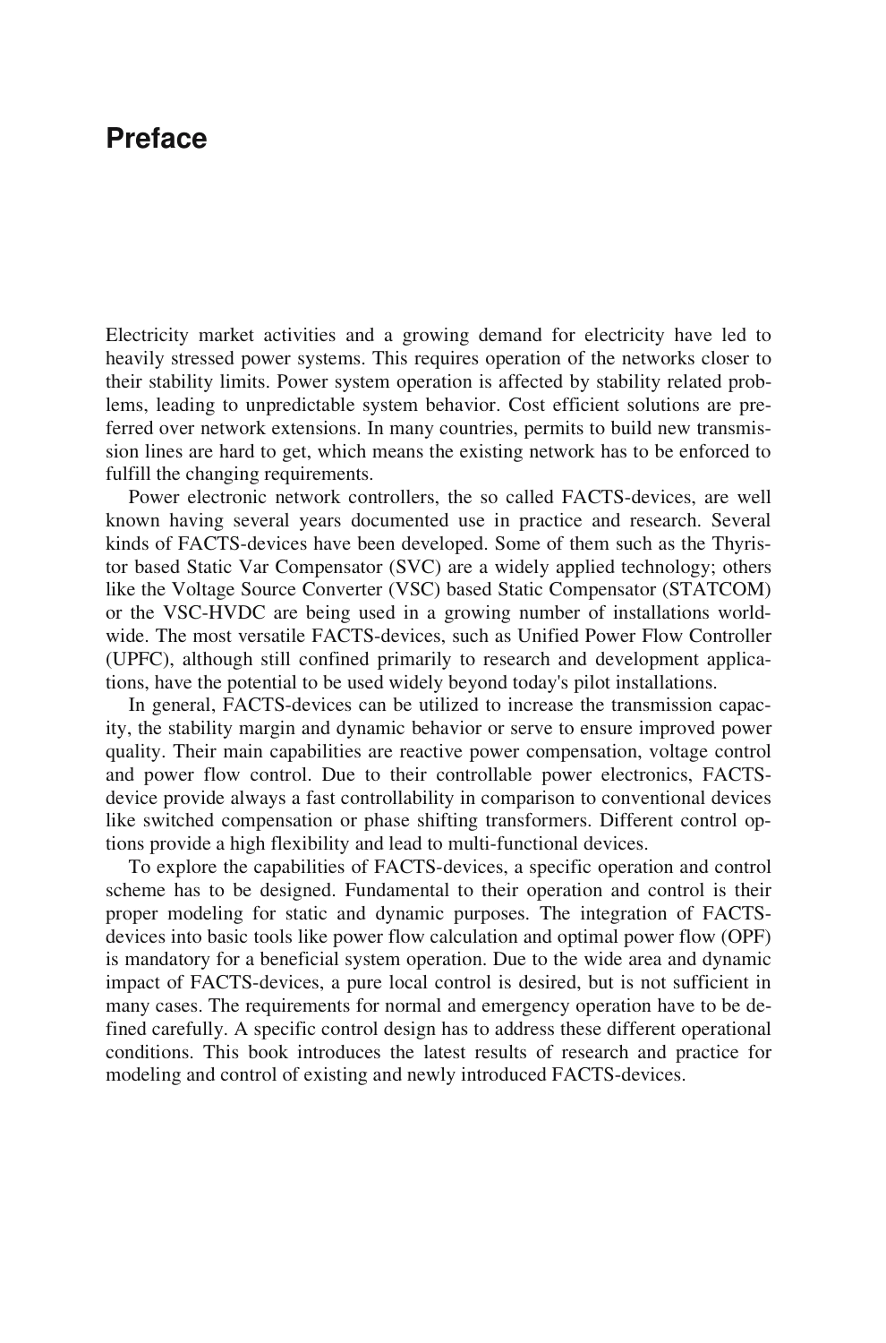# Preface

Electricity market activities and a growing demand for electricity have led to heavily stressed power systems. This requires operation of the networks closer to their stability limits. Power system operation is affected by stability related problems, leading to unpredictable system behavior. Cost efficient solutions are preferred over network extensions. In many countries, permits to build new transmission lines are hard to get, which means the existing network has to be enforced to fulfill the changing requirements.

Power electronic network controllers, the so called FACTS-devices, are well known having several years documented use in practice and research. Several kinds of FACTS-devices have been developed. Some of them such as the Thyristor based Static Var Compensator (SVC) are a widely applied technology; others like the Voltage Source Converter (VSC) based Static Compensator (STATCOM) or the VSC-HVDC are being used in a growing number of installations worldwide. The most versatile FACTS-devices, such as Unified Power Flow Controller (UPFC), although still confined primarily to research and development applications, have the potential to be used widely beyond today's pilot installations.

In general, FACTS-devices can be utilized to increase the transmission capacity, the stability margin and dynamic behavior or serve to ensure improved power quality. Their main capabilities are reactive power compensation, voltage control and power flow control. Due to their controllable power electronics, FACTS-device provide always a fast controllability in comparison to conventional devices like switched compensation or phase shifting transformers. Different control options provide a high flexibility and lead to multi-functional devices.

To explore the capabilities of FACTS-devices, a specific operation and control scheme has to be designed. Fundamental to their operation and control is their proper modeling for static and dynamic purposes. The integration of FACTS-devices into basic tools like power flow calculation and optimal power flow (OPF) is mandatory for a beneficial system operation. Due to the wide area and dynamic impact of FACTS-devices, a pure local control is desired, but is not sufficient in many cases. The requirements for normal and emergency operation have to be defined carefully. A specific control design has to address these different operational conditions. This book introduces the latest results of research and practice for modeling and control of existing and newly introduced FACTS-devices.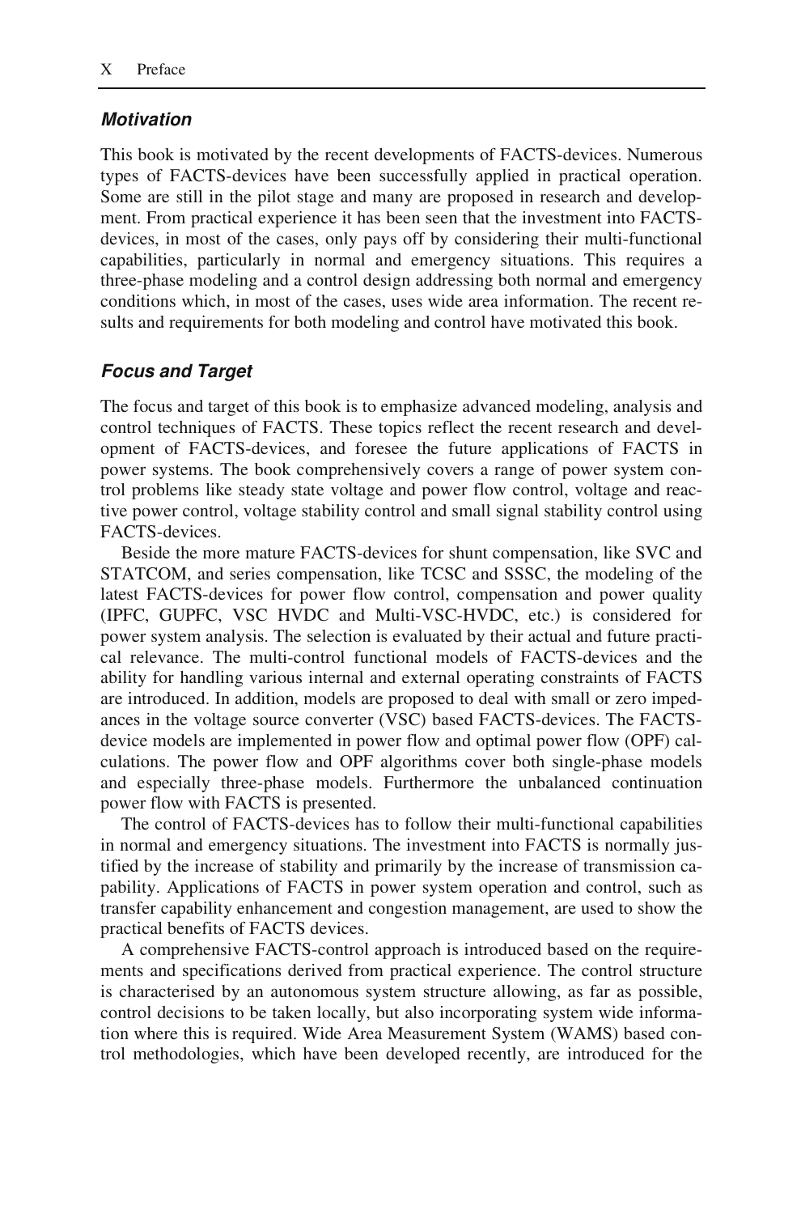### *Motivation*

This book is motivated by the recent developments of FACTS-devices. Numerous types of FACTS-devices have been successfully applied in practical operation. Some are still in the pilot stage and many are proposed in research and development. From practical experience it has been seen that the investment into FACTS-devices, in most of the cases, only pays off by considering their multi-functional capabilities, particularly in normal and emergency situations. This requires a three-phase modeling and a control design addressing both normal and emergency conditions which, in most of the cases, uses wide area information. The recent results and requirements for both modeling and control have motivated this book.

### *Focus and Target*

The focus and target of this book is to emphasize advanced modeling, analysis and control techniques of FACTS. These topics reflect the recent research and development of FACTS-devices, and foresee the future applications of FACTS in power systems. The book comprehensively covers a range of power system control problems like steady state voltage and power flow control, voltage and reactive power control, voltage stability control and small signal stability control using FACTS-devices.

Beside the more mature FACTS-devices for shunt compensation, like SVC and STATCOM, and series compensation, like TCSC and SSSC, the modeling of the latest FACTS-devices for power flow control, compensation and power quality (IPFC, GUPFC, VSC HVDC and Multi-VSC-HVDC, etc.) is considered for power system analysis. The selection is evaluated by their actual and future practical relevance. The multi-control functional models of FACTS-devices and the ability for handling various internal and external operating constraints of FACTS are introduced. In addition, models are proposed to deal with small or zero impedances in the voltage source converter (VSC) based FACTS-devices. The FACTS-device models are implemented in power flow and optimal power flow (OPF) calculations. The power flow and OPF algorithms cover both single-phase models and especially three-phase models. Furthermore the unbalanced continuation power flow with FACTS is presented.

The control of FACTS-devices has to follow their multi-functional capabilities in normal and emergency situations. The investment into FACTS is normally justified by the increase of stability and primarily by the increase of transmission capability. Applications of FACTS in power system operation and control, such as transfer capability enhancement and congestion management, are used to show the practical benefits of FACTS devices.

A comprehensive FACTS-control approach is introduced based on the requirements and specifications derived from practical experience. The control structure is characterised by an autonomous system structure allowing, as far as possible, control decisions to be taken locally, but also incorporating system wide information where this is required. Wide Area Measurement System (WAMS) based control methodologies, which have been developed recently, are introduced for the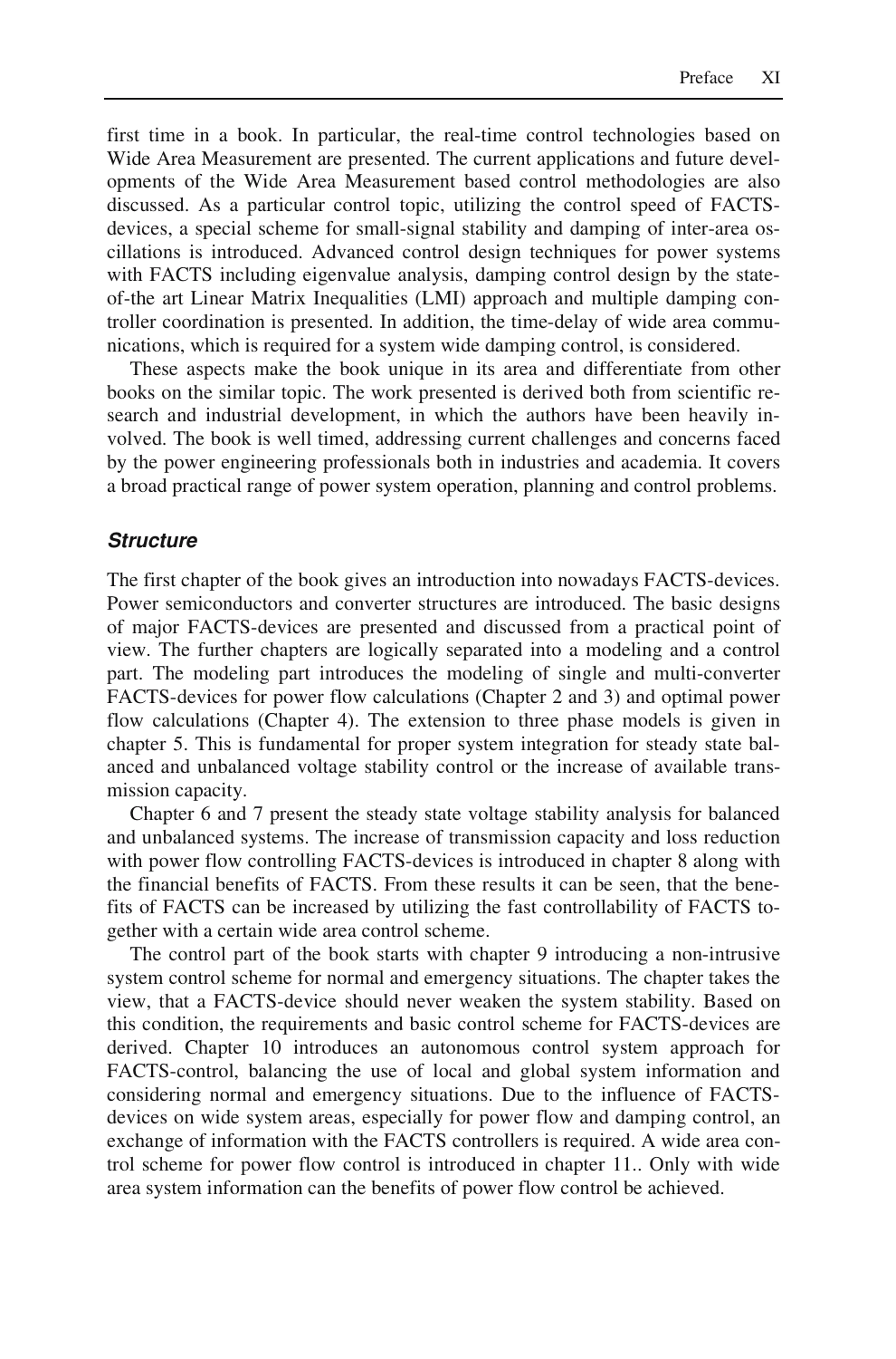first time in a book. In particular, the real-time control technologies based on Wide Area Measurement are presented. The current applications and future developments of the Wide Area Measurement based control methodologies are also discussed. As a particular control topic, utilizing the control speed of FACTS-devices, a special scheme for small-signal stability and damping of inter-area oscillations is introduced. Advanced control design techniques for power systems with FACTS including eigenvalue analysis, damping control design by the state-of-the art Linear Matrix Inequalities (LMI) approach and multiple damping controller coordination is presented. In addition, the time-delay of wide area communications, which is required for a system wide damping control, is considered.

These aspects make the book unique in its area and differentiate from other books on the similar topic. The work presented is derived both from scientific research and industrial development, in which the authors have been heavily involved. The book is well timed, addressing current challenges and concerns faced by the power engineering professionals both in industries and academia. It covers a broad practical range of power system operation, planning and control problems.

### *Structure*

The first chapter of the book gives an introduction into nowadays FACTS-devices. Power semiconductors and converter structures are introduced. The basic designs of major FACTS-devices are presented and discussed from a practical point of view. The further chapters are logically separated into a modeling and a control part. The modeling part introduces the modeling of single and multi-converter FACTS-devices for power flow calculations (Chapter 2 and 3) and optimal power flow calculations (Chapter 4). The extension to three phase models is given in chapter 5. This is fundamental for proper system integration for steady state balanced and unbalanced voltage stability control or the increase of available transmission capacity.

Chapter 6 and 7 present the steady state voltage stability analysis for balanced and unbalanced systems. The increase of transmission capacity and loss reduction with power flow controlling FACTS-devices is introduced in chapter 8 along with the financial benefits of FACTS. From these results it can be seen, that the benefits of FACTS can be increased by utilizing the fast controllability of FACTS together with a certain wide area control scheme.

The control part of the book starts with chapter 9 introducing a non-intrusive system control scheme for normal and emergency situations. The chapter takes the view, that a FACTS-device should never weaken the system stability. Based on this condition, the requirements and basic control scheme for FACTS-devices are derived. Chapter 10 introduces an autonomous control system approach for FACTS-control, balancing the use of local and global system information and considering normal and emergency situations. Due to the influence of FACTS-devices on wide system areas, especially for power flow and damping control, an exchange of information with the FACTS controllers is required. A wide area control scheme for power flow control is introduced in chapter 11.. Only with wide area system information can the benefits of power flow control be achieved.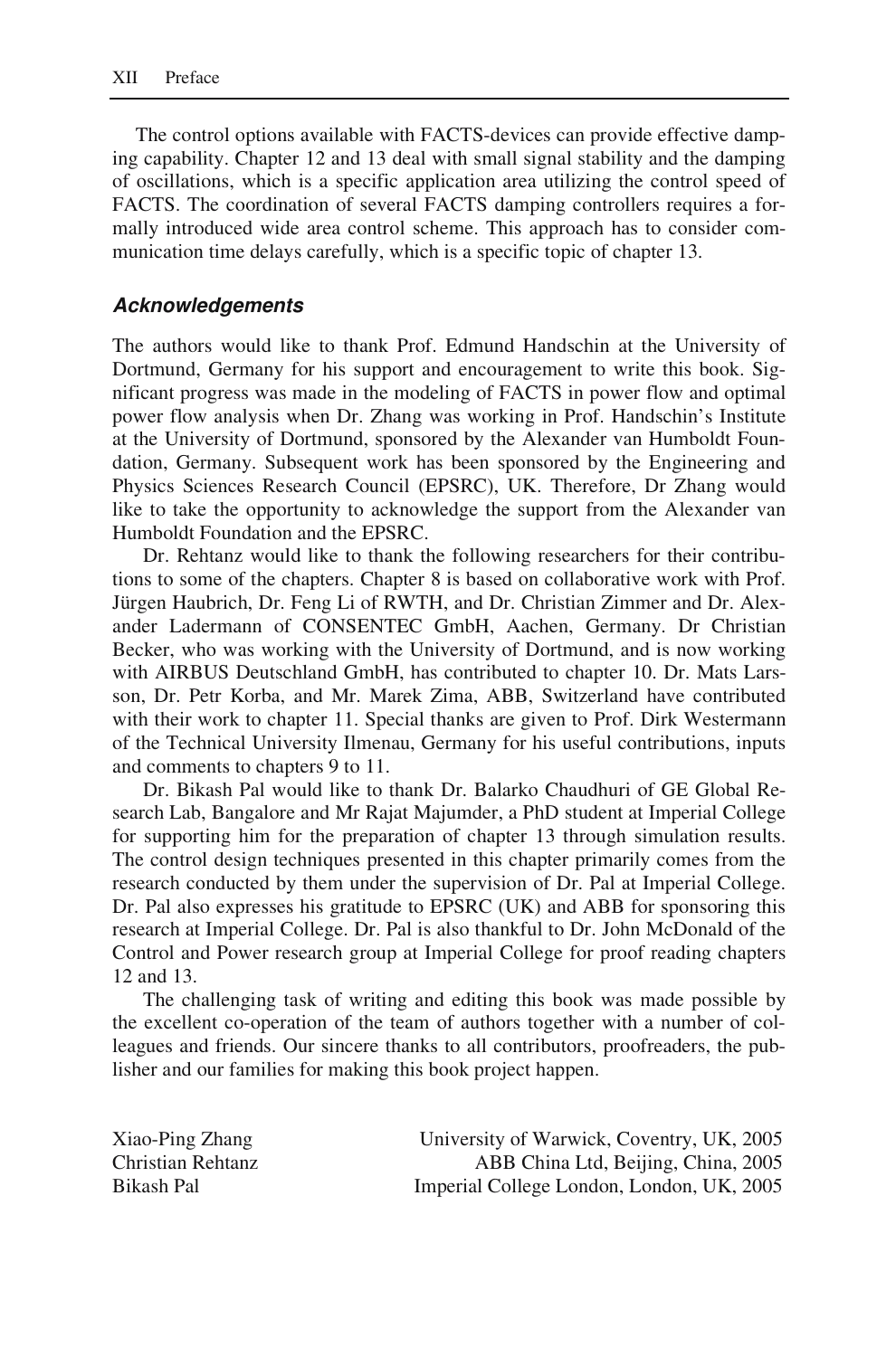The control options available with FACTS-devices can provide effective damping capability. Chapter 12 and 13 deal with small signal stability and the damping of oscillations, which is a specific application area utilizing the control speed of FACTS. The coordination of several FACTS damping controllers requires a formally introduced wide area control scheme. This approach has to consider communication time delays carefully, which is a specific topic of chapter 13.

### *Acknowledgements*

The authors would like to thank Prof. Edmund Handschin at the University of Dortmund, Germany for his support and encouragement to write this book. Significant progress was made in the modeling of FACTS in power flow and optimal power flow analysis when Dr. Zhang was working in Prof. Handschin's Institute at the University of Dortmund, sponsored by the Alexander van Humboldt Foundation, Germany. Subsequent work has been sponsored by the Engineering and Physics Sciences Research Council (EPSRC), UK. Therefore, Dr Zhang would like to take the opportunity to acknowledge the support from the Alexander van Humboldt Foundation and the EPSRC.

Dr. Rehtanz would like to thank the following researchers for their contributions to some of the chapters. Chapter 8 is based on collaborative work with Prof. Jürgen Haubrich, Dr. Feng Li of RWTH, and Dr. Christian Zimmer and Dr. Alexander Ladermann of CONSENTEC GmbH, Aachen, Germany. Dr Christian Becker, who was working with the University of Dortmund, and is now working with AIRBUS Deutschland GmbH, has contributed to chapter 10. Dr. Mats Larsson, Dr. Petr Korba, and Mr. Marek Zima, ABB, Switzerland have contributed with their work to chapter 11. Special thanks are given to Prof. Dirk Westermann of the Technical University Ilmenau, Germany for his useful contributions, inputs and comments to chapters 9 to 11.

Dr. Bikash Pal would like to thank Dr. Balarko Chaudhuri of GE Global Research Lab, Bangalore and Mr Rajat Majumder, a PhD student at Imperial College for supporting him for the preparation of chapter 13 through simulation results. The control design techniques presented in this chapter primarily comes from the research conducted by them under the supervision of Dr. Pal at Imperial College. Dr. Pal also expresses his gratitude to EPSRC (UK) and ABB for sponsoring this research at Imperial College. Dr. Pal is also thankful to Dr. John McDonald of the Control and Power research group at Imperial College for proof reading chapters 12 and 13.

The challenging task of writing and editing this book was made possible by the excellent co-operation of the team of authors together with a number of colleagues and friends. Our sincere thanks to all contributors, proofreaders, the publisher and our families for making this book project happen.

Xiao-Ping Zhang — University of Warwick, Coventry, UK, 2005
Christian Rehtanz — ABB China Ltd, Beijing, China, 2005
Bikash Pal — Imperial College London, London, UK, 2005